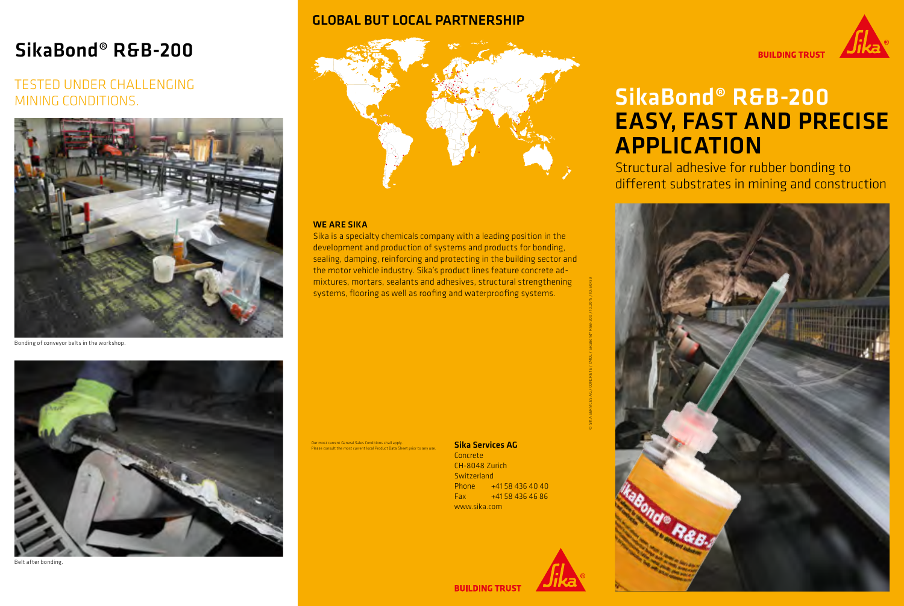# SikaBond® R&B-200

## TESTED UNDER CHALLENGING MINING CONDITIONS.

Bonding of conveyor belts in the workshop.

Belt after bonding.

## GLOBAL BUT LOCAL PARTNERSHIP

### WE ARE SIKA

Sika is a specialty chemicals company with a leading position in the development and production of systems and products for bonding, sealing, damping, reinforcing and protecting in the building sector and the motor vehicle industry. Sika's product lines feature concrete admixtures, mortars, sealants and adhesives, structural strengthening systems, flooring as well as roofing and waterproofing systems.

Our most current General Sales Conditions shall apply.
Please consult the most current local Product Data Sheet prior to any use.

**Sika Services AG**
Concrete
CH-8048 Zurich
Switzerland
Phone +41 58 436 40 40
Fax +41 58 436 46 86
www.sika.com

BUILDING TRUST

# SikaBond® R&B-200 EASY, FAST AND PRECISE APPLICATION

Structural adhesive for rubber bonding to different substrates in mining and construction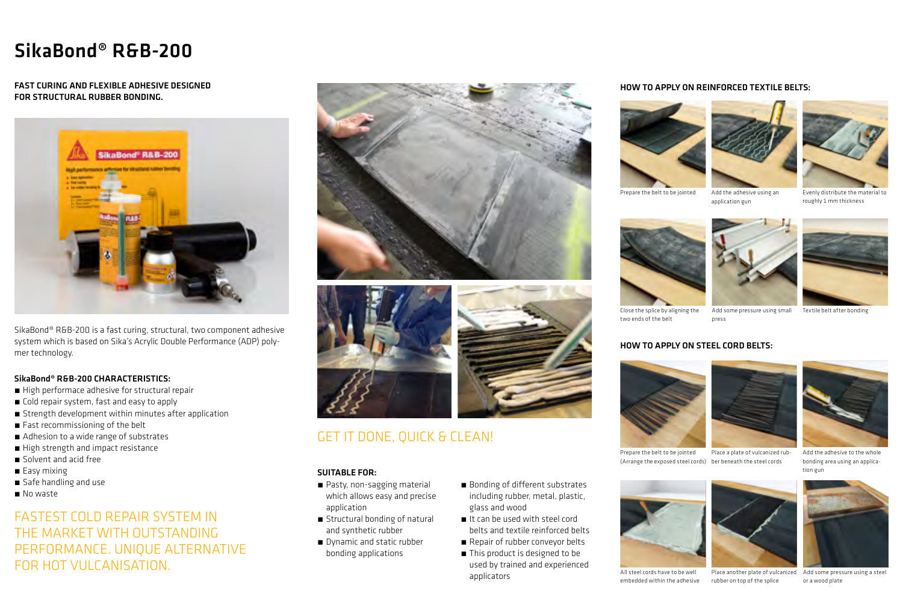# SikaBond® R&B-200

**FAST CURING AND FLEXIBLE ADHESIVE DESIGNED FOR STRUCTURAL RUBBER BONDING.**

SikaBond® R&B-200 is a fast curing, structural, two component adhesive system which is based on Sika's Acrylic Double Performance (ADP) polymer technology.

### SikaBond® R&B-200 CHARACTERISTICS:

- High performace adhesive for structural repair
- Cold repair system, fast and easy to apply
- Strength development within minutes after application
- Fast recommissioning of the belt
- Adhesion to a wide range of substrates
- High strength and impact resistance
- Solvent and acid free
- Easy mixing
- Safe handling and use
- No waste

## FASTEST COLD REPAIR SYSTEM IN THE MARKET WITH OUTSTANDING PERFORMANCE. UNIQUE ALTERNATIVE FOR HOT VULCANISATION.

## GET IT DONE, QUICK & CLEAN!

### SUITABLE FOR:

- Pasty, non-sagging material which allows easy and precise application
- Structural bonding of natural and synthetic rubber
- Dynamic and static rubber bonding applications
- Bonding of different substrates including rubber, metal, plastic, glass and wood
- It can be used with steel cord belts and textile reinforced belts
- Repair of rubber conveyor belts
- This product is designed to be used by trained and experienced applicators

### HOW TO APPLY ON REINFORCED TEXTILE BELTS:

Prepare the belt to be jointed

Add the adhesive using an application gun

Evenly distribute the material to roughly 1 mm thickness

Close the splice by aligning the two ends of the belt

Add some pressure using small press

Textile belt after bonding

### HOW TO APPLY ON STEEL CORD BELTS:

Prepare the belt to be jointed (Arrange the exposed steel cords)

Place a plate of vulcanized rubber beneath the steel cords

Add the adhesive to the whole bonding area using an application gun

All steel cords have to be well embedded within the adhesive

Place another plate of vulcanized rubber on top of the splice

Add some pressure using a steel or a wood plate